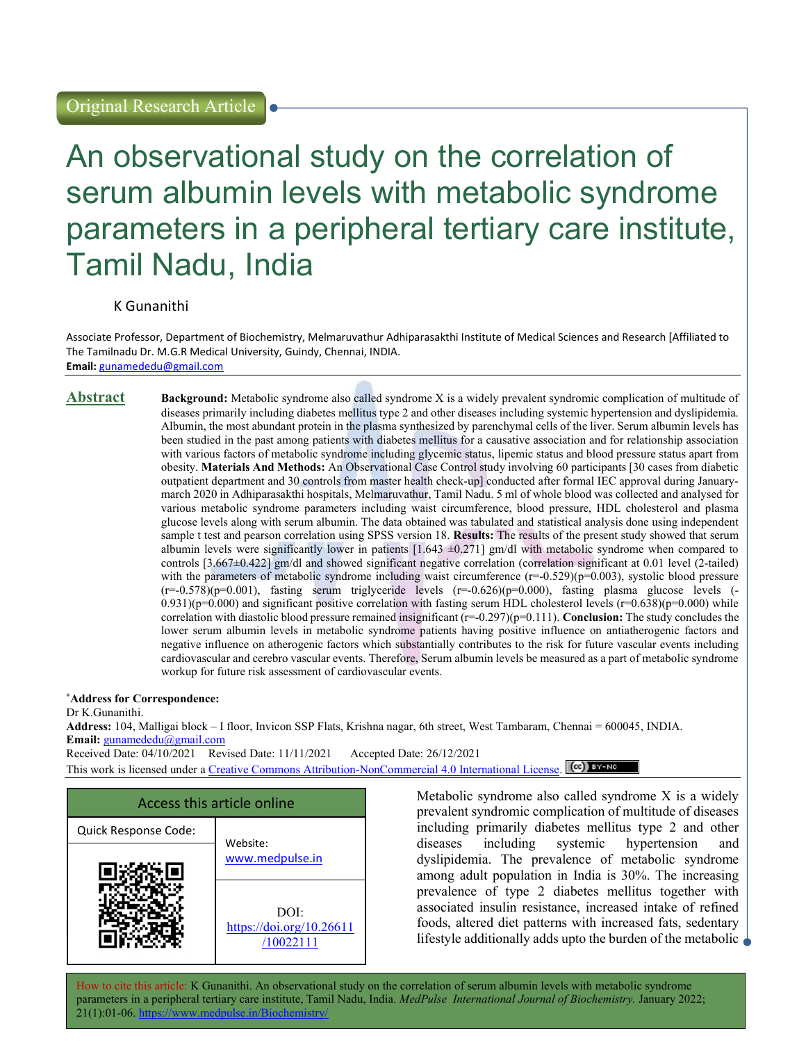Original Research Article

# An observational study on the correlation of serum albumin levels with metabolic syndrome parameters in a peripheral tertiary care institute, Tamil Nadu, India

K Gunanithi

Associate Professor, Department of Biochemistry, Melmaruvathur Adhiparasakthi Institute of Medical Sciences and Research [Affiliated to The Tamilnadu Dr. M.G.R Medical University, Guindy, Chennai, INDIA.

**Email:** gunamededu@gmail.com

## Abstract

**Background:** Metabolic syndrome also called syndrome X is a widely prevalent syndromic complication of multitude of diseases primarily including diabetes mellitus type 2 and other diseases including systemic hypertension and dyslipidemia. Albumin, the most abundant protein in the plasma synthesized by parenchymal cells of the liver. Serum albumin levels has been studied in the past among patients with diabetes mellitus for a causative association and for relationship association with various factors of metabolic syndrome including glycemic status, lipemic status and blood pressure status apart from obesity. **Materials And Methods:** An Observational Case Control study involving 60 participants [30 cases from diabetic outpatient department and 30 controls from master health check-up] conducted after formal IEC approval during January-march 2020 in Adhiparasakthi hospitals, Melmaruvathur, Tamil Nadu. 5 ml of whole blood was collected and analysed for various metabolic syndrome parameters including waist circumference, blood pressure, HDL cholesterol and plasma glucose levels along with serum albumin. The data obtained was tabulated and statistical analysis done using independent sample t test and pearson correlation using SPSS version 18. **Results:** The results of the present study showed that serum albumin levels were significantly lower in patients [1.643 ±0.271] gm/dl with metabolic syndrome when compared to controls [3.667±0.422] gm/dl and showed significant negative correlation (correlation significant at 0.01 level (2-tailed) with the parameters of metabolic syndrome including waist circumference (r=-0.529)(p=0.003), systolic blood pressure (r=-0.578)(p=0.001), fasting serum triglyceride levels (r=-0.626)(p=0.000), fasting plasma glucose levels (-0.931)(p=0.000) and significant positive correlation with fasting serum HDL cholesterol levels (r=0.638)(p=0.000) while correlation with diastolic blood pressure remained insignificant (r=-0.297)(p=0.111). **Conclusion:** The study concludes the lower serum albumin levels in metabolic syndrome patients having positive influence on antiatherogenic factors and negative influence on atherogenic factors which substantially contributes to the risk for future vascular events including cardiovascular and cerebro vascular events. Therefore, Serum albumin levels be measured as a part of metabolic syndrome workup for future risk assessment of cardiovascular events.

**\*Address for Correspondence:**

Dr K.Gunanithi.

**Address:** 104, Malligai block – I floor, Invicon SSP Flats, Krishna nagar, 6th street, West Tambaram, Chennai = 600045, INDIA.

**Email:** gunamededu@gmail.com

Received Date: 04/10/2021 Revised Date: 11/11/2021 Accepted Date: 26/12/2021

This work is licensed under a Creative Commons Attribution-NonCommercial 4.0 International License.

| Access this article online | |
|---|---|
| Quick Response Code: | Website: www.medpulse.in |
| | DOI: https://doi.org/10.26611/10022111 |

Metabolic syndrome also called syndrome X is a widely prevalent syndromic complication of multitude of diseases including primarily diabetes mellitus type 2 and other diseases including systemic hypertension and dyslipidemia. The prevalence of metabolic syndrome among adult population in India is 30%. The increasing prevalence of type 2 diabetes mellitus together with associated insulin resistance, increased intake of refined foods, altered diet patterns with increased fats, sedentary lifestyle additionally adds upto the burden of the metabolic

How to cite this article: K Gunanithi. An observational study on the correlation of serum albumin levels with metabolic syndrome parameters in a peripheral tertiary care institute, Tamil Nadu, India. *MedPulse International Journal of Biochemistry.* January 2022; 21(1):01-06. https://www.medpulse.in/Biochemistry/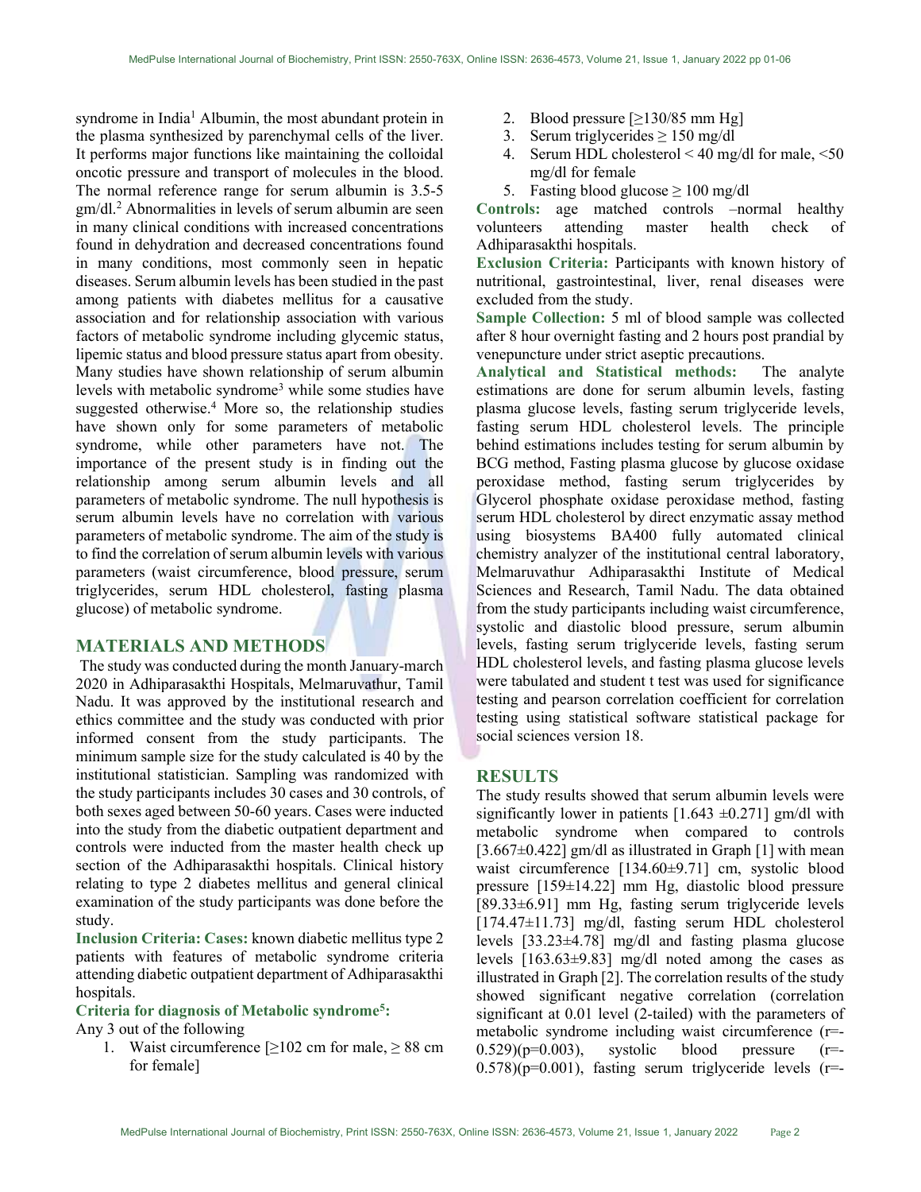syndrome in India[1] Albumin, the most abundant protein in the plasma synthesized by parenchymal cells of the liver. It performs major functions like maintaining the colloidal oncotic pressure and transport of molecules in the blood. The normal reference range for serum albumin is 3.5-5 gm/dl.[2] Abnormalities in levels of serum albumin are seen in many clinical conditions with increased concentrations found in dehydration and decreased concentrations found in many conditions, most commonly seen in hepatic diseases. Serum albumin levels has been studied in the past among patients with diabetes mellitus for a causative association and for relationship association with various factors of metabolic syndrome including glycemic status, lipemic status and blood pressure status apart from obesity. Many studies have shown relationship of serum albumin levels with metabolic syndrome[3] while some studies have suggested otherwise.[4] More so, the relationship studies have shown only for some parameters of metabolic syndrome, while other parameters have not. The importance of the present study is in finding out the relationship among serum albumin levels and all parameters of metabolic syndrome. The null hypothesis is serum albumin levels have no correlation with various parameters of metabolic syndrome. The aim of the study is to find the correlation of serum albumin levels with various parameters (waist circumference, blood pressure, serum triglycerides, serum HDL cholesterol, fasting plasma glucose) of metabolic syndrome.

## MATERIALS AND METHODS

The study was conducted during the month January-march 2020 in Adhiparasakthi Hospitals, Melmaruvathur, Tamil Nadu. It was approved by the institutional research and ethics committee and the study was conducted with prior informed consent from the study participants. The minimum sample size for the study calculated is 40 by the institutional statistician. Sampling was randomized with the study participants includes 30 cases and 30 controls, of both sexes aged between 50-60 years. Cases were inducted into the study from the diabetic outpatient department and controls were inducted from the master health check up section of the Adhiparasakthi hospitals. Clinical history relating to type 2 diabetes mellitus and general clinical examination of the study participants was done before the study.

**Inclusion Criteria: Cases:** known diabetic mellitus type 2 patients with features of metabolic syndrome criteria attending diabetic outpatient department of Adhiparasakthi hospitals.

**Criteria for diagnosis of Metabolic syndrome[5]:**

Any 3 out of the following

1. Waist circumference [≥102 cm for male, ≥ 88 cm for female]
2. Blood pressure [≥130/85 mm Hg]
3. Serum triglycerides ≥ 150 mg/dl
4. Serum HDL cholesterol < 40 mg/dl for male, <50 mg/dl for female
5. Fasting blood glucose ≥ 100 mg/dl

**Controls:** age matched controls –normal healthy volunteers attending master health check of Adhiparasakthi hospitals.

**Exclusion Criteria:** Participants with known history of nutritional, gastrointestinal, liver, renal diseases were excluded from the study.

**Sample Collection:** 5 ml of blood sample was collected after 8 hour overnight fasting and 2 hours post prandial by venepuncture under strict aseptic precautions.

**Analytical and Statistical methods:** The analyte estimations are done for serum albumin levels, fasting plasma glucose levels, fasting serum triglyceride levels, fasting serum HDL cholesterol levels. The principle behind estimations includes testing for serum albumin by BCG method, Fasting plasma glucose by glucose oxidase peroxidase method, fasting serum triglycerides by Glycerol phosphate oxidase peroxidase method, fasting serum HDL cholesterol by direct enzymatic assay method using biosystems BA400 fully automated clinical chemistry analyzer of the institutional central laboratory, Melmaruvathur Adhiparasakthi Institute of Medical Sciences and Research, Tamil Nadu. The data obtained from the study participants including waist circumference, systolic and diastolic blood pressure, serum albumin levels, fasting serum triglyceride levels, fasting serum HDL cholesterol levels, and fasting plasma glucose levels were tabulated and student t test was used for significance testing and pearson correlation coefficient for correlation testing using statistical software statistical package for social sciences version 18.

## RESULTS

The study results showed that serum albumin levels were significantly lower in patients [1.643 ±0.271] gm/dl with metabolic syndrome when compared to controls [3.667±0.422] gm/dl as illustrated in Graph [1] with mean waist circumference [134.60±9.71] cm, systolic blood pressure [159±14.22] mm Hg, diastolic blood pressure [89.33±6.91] mm Hg, fasting serum triglyceride levels [174.47±11.73] mg/dl, fasting serum HDL cholesterol levels [33.23±4.78] mg/dl and fasting plasma glucose levels [163.63±9.83] mg/dl noted among the cases as illustrated in Graph [2]. The correlation results of the study showed significant negative correlation (correlation significant at 0.01 level (2-tailed) with the parameters of metabolic syndrome including waist circumference (r=-0.529)(p=0.003), systolic blood pressure (r=-0.578)(p=0.001), fasting serum triglyceride levels (r=-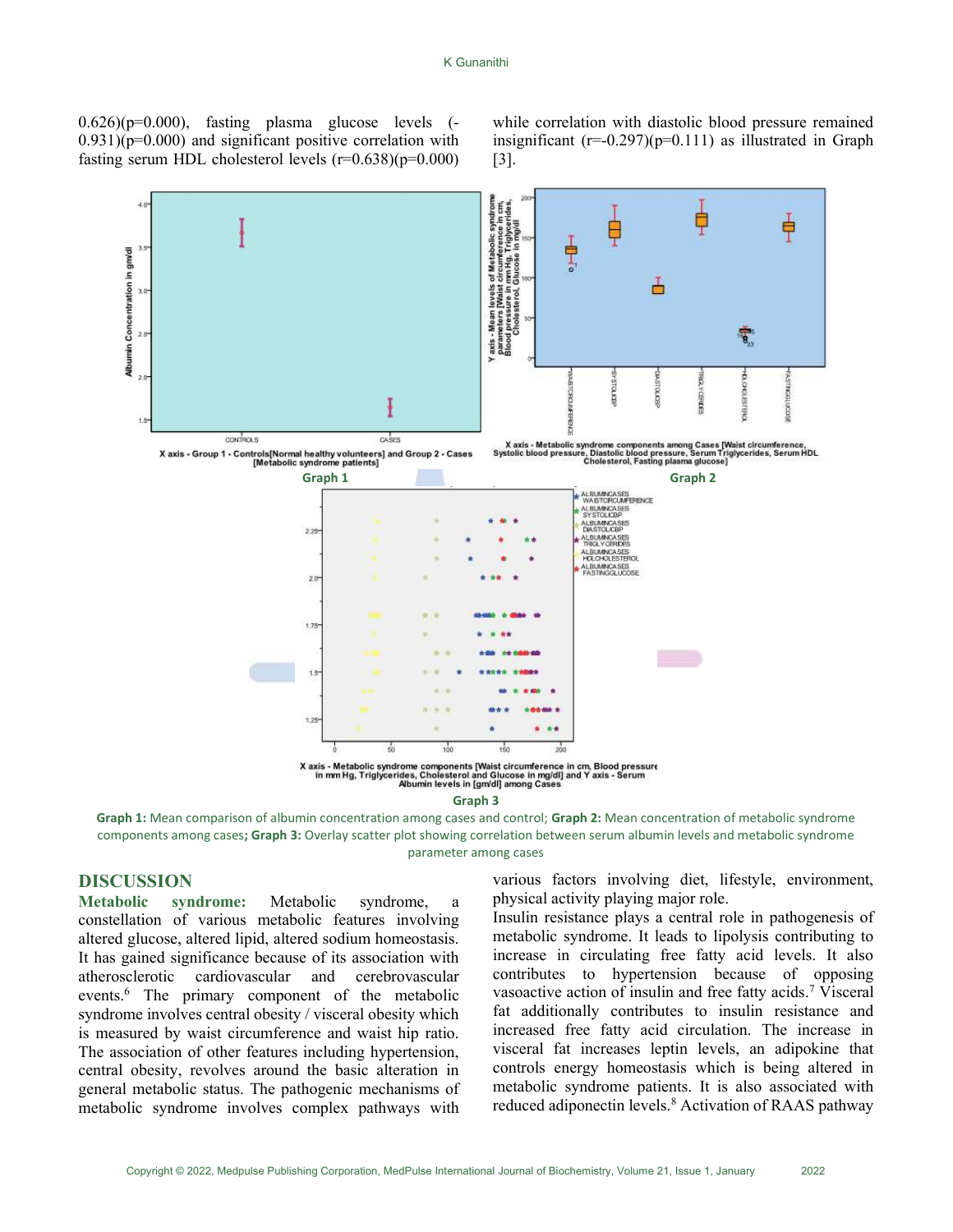0.626)(p=0.000), fasting plasma glucose levels (-0.931)(p=0.000) and significant positive correlation with fasting serum HDL cholesterol levels (r=0.638)(p=0.000) while correlation with diastolic blood pressure remained insignificant (r=-0.297)(p=0.111) as illustrated in Graph [3].

Graph 1

Graph 2

Graph 3

**Graph 1:** Mean comparison of albumin concentration among cases and control; **Graph 2:** Mean concentration of metabolic syndrome components among cases**; Graph 3:** Overlay scatter plot showing correlation between serum albumin levels and metabolic syndrome parameter among cases

## DISCUSSION

**Metabolic syndrome:** Metabolic syndrome, a constellation of various metabolic features involving altered glucose, altered lipid, altered sodium homeostasis. It has gained significance because of its association with atherosclerotic cardiovascular and cerebrovascular events.[6] The primary component of the metabolic syndrome involves central obesity / visceral obesity which is measured by waist circumference and waist hip ratio. The association of other features including hypertension, central obesity, revolves around the basic alteration in general metabolic status. The pathogenic mechanisms of metabolic syndrome involves complex pathways with various factors involving diet, lifestyle, environment, physical activity playing major role.

Insulin resistance plays a central role in pathogenesis of metabolic syndrome. It leads to lipolysis contributing to increase in circulating free fatty acid levels. It also contributes to hypertension because of opposing vasoactive action of insulin and free fatty acids.[7] Visceral fat additionally contributes to insulin resistance and increased free fatty acid circulation. The increase in visceral fat increases leptin levels, an adipokine that controls energy homeostasis which is being altered in metabolic syndrome patients. It is also associated with reduced adiponectin levels.[8] Activation of RAAS pathway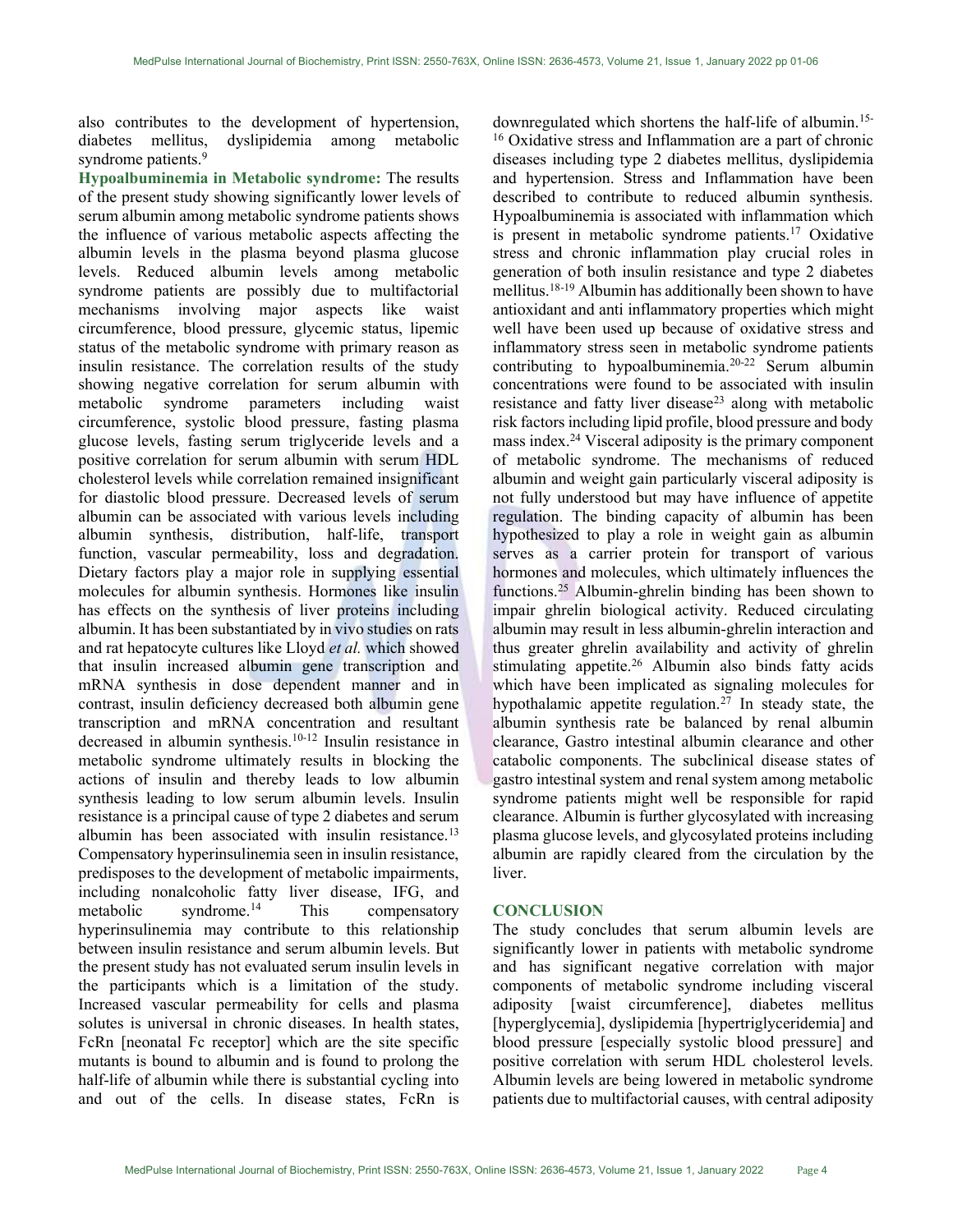also contributes to the development of hypertension, diabetes mellitus, dyslipidemia among metabolic syndrome patients.[9]

**Hypoalbuminemia in Metabolic syndrome:** The results of the present study showing significantly lower levels of serum albumin among metabolic syndrome patients shows the influence of various metabolic aspects affecting the albumin levels in the plasma beyond plasma glucose levels. Reduced albumin levels among metabolic syndrome patients are possibly due to multifactorial mechanisms involving major aspects like waist circumference, blood pressure, glycemic status, lipemic status of the metabolic syndrome with primary reason as insulin resistance. The correlation results of the study showing negative correlation for serum albumin with metabolic syndrome parameters including waist circumference, systolic blood pressure, fasting plasma glucose levels, fasting serum triglyceride levels and a positive correlation for serum albumin with serum HDL cholesterol levels while correlation remained insignificant for diastolic blood pressure. Decreased levels of serum albumin can be associated with various levels including albumin synthesis, distribution, half-life, transport function, vascular permeability, loss and degradation. Dietary factors play a major role in supplying essential molecules for albumin synthesis. Hormones like insulin has effects on the synthesis of liver proteins including albumin. It has been substantiated by in vivo studies on rats and rat hepatocyte cultures like Lloyd *et al.* which showed that insulin increased albumin gene transcription and mRNA synthesis in dose dependent manner and in contrast, insulin deficiency decreased both albumin gene transcription and mRNA concentration and resultant decreased in albumin synthesis.[10-12] Insulin resistance in metabolic syndrome ultimately results in blocking the actions of insulin and thereby leads to low albumin synthesis leading to low serum albumin levels. Insulin resistance is a principal cause of type 2 diabetes and serum albumin has been associated with insulin resistance.[13] Compensatory hyperinsulinemia seen in insulin resistance, predisposes to the development of metabolic impairments, including nonalcoholic fatty liver disease, IFG, and metabolic syndrome.[14] This compensatory hyperinsulinemia may contribute to this relationship between insulin resistance and serum albumin levels. But the present study has not evaluated serum insulin levels in the participants which is a limitation of the study. Increased vascular permeability for cells and plasma solutes is universal in chronic diseases. In health states, FcRn [neonatal Fc receptor] which are the site specific mutants is bound to albumin and is found to prolong the half-life of albumin while there is substantial cycling into and out of the cells. In disease states, FcRn is downregulated which shortens the half-life of albumin.[15-16] Oxidative stress and Inflammation are a part of chronic diseases including type 2 diabetes mellitus, dyslipidemia and hypertension. Stress and Inflammation have been described to contribute to reduced albumin synthesis. Hypoalbuminemia is associated with inflammation which is present in metabolic syndrome patients.[17] Oxidative stress and chronic inflammation play crucial roles in generation of both insulin resistance and type 2 diabetes mellitus.[18-19] Albumin has additionally been shown to have antioxidant and anti inflammatory properties which might well have been used up because of oxidative stress and inflammatory stress seen in metabolic syndrome patients contributing to hypoalbuminemia.[20-22] Serum albumin concentrations were found to be associated with insulin resistance and fatty liver disease[23] along with metabolic risk factors including lipid profile, blood pressure and body mass index.[24] Visceral adiposity is the primary component of metabolic syndrome. The mechanisms of reduced albumin and weight gain particularly visceral adiposity is not fully understood but may have influence of appetite regulation. The binding capacity of albumin has been hypothesized to play a role in weight gain as albumin serves as a carrier protein for transport of various hormones and molecules, which ultimately influences the functions.[25] Albumin-ghrelin binding has been shown to impair ghrelin biological activity. Reduced circulating albumin may result in less albumin-ghrelin interaction and thus greater ghrelin availability and activity of ghrelin stimulating appetite.[26] Albumin also binds fatty acids which have been implicated as signaling molecules for hypothalamic appetite regulation.[27] In steady state, the albumin synthesis rate be balanced by renal albumin clearance, Gastro intestinal albumin clearance and other catabolic components. The subclinical disease states of gastro intestinal system and renal system among metabolic syndrome patients might well be responsible for rapid clearance. Albumin is further glycosylated with increasing plasma glucose levels, and glycosylated proteins including albumin are rapidly cleared from the circulation by the liver.

## CONCLUSION

The study concludes that serum albumin levels are significantly lower in patients with metabolic syndrome and has significant negative correlation with major components of metabolic syndrome including visceral adiposity [waist circumference], diabetes mellitus [hyperglycemia], dyslipidemia [hypertriglyceridemia] and blood pressure [especially systolic blood pressure] and positive correlation with serum HDL cholesterol levels. Albumin levels are being lowered in metabolic syndrome patients due to multifactorial causes, with central adiposity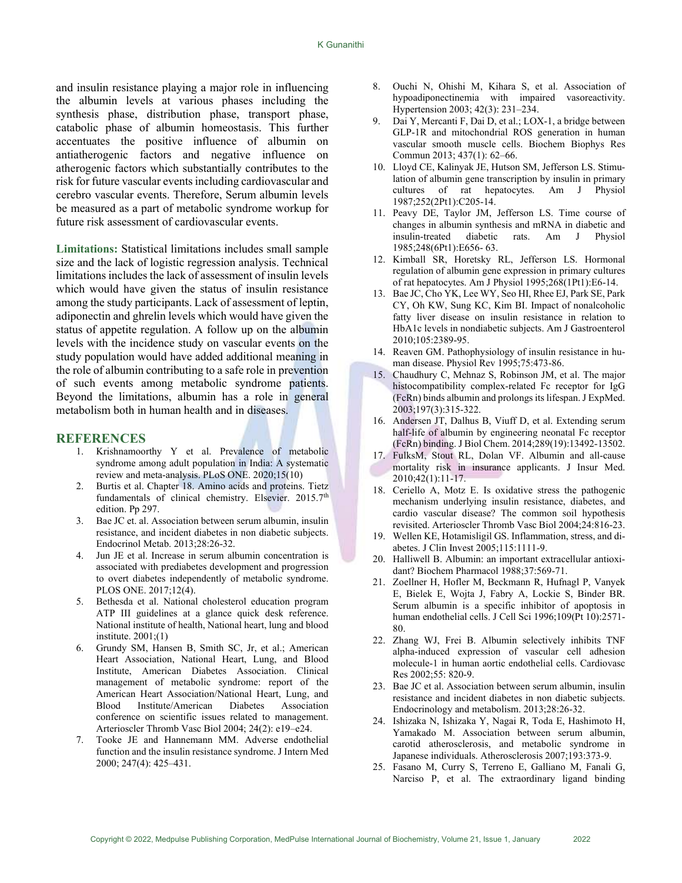and insulin resistance playing a major role in influencing the albumin levels at various phases including the synthesis phase, distribution phase, transport phase, catabolic phase of albumin homeostasis. This further accentuates the positive influence of albumin on antiatherogenic factors and negative influence on atherogenic factors which substantially contributes to the risk for future vascular events including cardiovascular and cerebro vascular events. Therefore, Serum albumin levels be measured as a part of metabolic syndrome workup for future risk assessment of cardiovascular events.

**Limitations:** Statistical limitations includes small sample size and the lack of logistic regression analysis. Technical limitations includes the lack of assessment of insulin levels which would have given the status of insulin resistance among the study participants. Lack of assessment of leptin, adiponectin and ghrelin levels which would have given the status of appetite regulation. A follow up on the albumin levels with the incidence study on vascular events on the study population would have added additional meaning in the role of albumin contributing to a safe role in prevention of such events among metabolic syndrome patients. Beyond the limitations, albumin has a role in general metabolism both in human health and in diseases.

## REFERENCES

1. Krishnamoorthy Y et al. Prevalence of metabolic syndrome among adult population in India: A systematic review and meta-analysis. PLoS ONE. 2020;15(10)
2. Burtis et al. Chapter 18. Amino acids and proteins. Tietz fundamentals of clinical chemistry. Elsevier. 2015.7th edition. Pp 297.
3. Bae JC et. al. Association between serum albumin, insulin resistance, and incident diabetes in non diabetic subjects. Endocrinol Metab. 2013;28:26-32.
4. Jun JE et al. Increase in serum albumin concentration is associated with prediabetes development and progression to overt diabetes independently of metabolic syndrome. PLOS ONE. 2017;12(4).
5. Bethesda et al. National cholesterol education program ATP III guidelines at a glance quick desk reference. National institute of health, National heart, lung and blood institute. 2001;(1)
6. Grundy SM, Hansen B, Smith SC, Jr, et al.; American Heart Association, National Heart, Lung, and Blood Institute, American Diabetes Association. Clinical management of metabolic syndrome: report of the American Heart Association/National Heart, Lung, and Blood Institute/American Diabetes Association conference on scientific issues related to management. Arterioscler Thromb Vasc Biol 2004; 24(2): e19–e24.
7. Tooke JE and Hannemann MM. Adverse endothelial function and the insulin resistance syndrome. J Intern Med 2000; 247(4): 425–431.
8. Ouchi N, Ohishi M, Kihara S, et al. Association of hypoadiponectinemia with impaired vasoreactivity. Hypertension 2003; 42(3): 231–234.
9. Dai Y, Mercanti F, Dai D, et al.; LOX-1, a bridge between GLP-1R and mitochondrial ROS generation in human vascular smooth muscle cells. Biochem Biophys Res Commun 2013; 437(1): 62–66.
10. Lloyd CE, Kalinyak JE, Hutson SM, Jefferson LS. Stimulation of albumin gene transcription by insulin in primary cultures of rat hepatocytes. Am J Physiol 1987;252(2Pt1):C205-14.
11. Peavy DE, Taylor JM, Jefferson LS. Time course of changes in albumin synthesis and mRNA in diabetic and insulin-treated diabetic rats. Am J Physiol 1985;248(6Pt1):E656- 63.
12. Kimball SR, Horetsky RL, Jefferson LS. Hormonal regulation of albumin gene expression in primary cultures of rat hepatocytes. Am J Physiol 1995;268(1Pt1):E6-14.
13. Bae JC, Cho YK, Lee WY, Seo HI, Rhee EJ, Park SE, Park CY, Oh KW, Sung KC, Kim BI. Impact of nonalcoholic fatty liver disease on insulin resistance in relation to HbA1c levels in nondiabetic subjects. Am J Gastroenterol 2010;105:2389-95.
14. Reaven GM. Pathophysiology of insulin resistance in human disease. Physiol Rev 1995;75:473-86.
15. Chaudhury C, Mehnaz S, Robinson JM, et al. The major histocompatibility complex-related Fc receptor for IgG (FcRn) binds albumin and prolongs its lifespan. J ExpMed. 2003;197(3):315-322.
16. Andersen JT, Dalhus B, Viuff D, et al. Extending serum half-life of albumin by engineering neonatal Fc receptor (FcRn) binding. J Biol Chem. 2014;289(19):13492-13502.
17. FulksM, Stout RL, Dolan VF. Albumin and all-cause mortality risk in insurance applicants. J Insur Med. 2010;42(1):11-17.
18. Ceriello A, Motz E. Is oxidative stress the pathogenic mechanism underlying insulin resistance, diabetes, and cardio vascular disease? The common soil hypothesis revisited. Arterioscler Thromb Vasc Biol 2004;24:816-23.
19. Wellen KE, Hotamisligil GS. Inflammation, stress, and diabetes. J Clin Invest 2005;115:1111-9.
20. Halliwell B. Albumin: an important extracellular antioxidant? Biochem Pharmacol 1988;37:569-71.
21. Zoellner H, Hofler M, Beckmann R, Hufnagl P, Vanyek E, Bielek E, Wojta J, Fabry A, Lockie S, Binder BR. Serum albumin is a specific inhibitor of apoptosis in human endothelial cells. J Cell Sci 1996;109(Pt 10):2571-80.
22. Zhang WJ, Frei B. Albumin selectively inhibits TNF alpha-induced expression of vascular cell adhesion molecule-1 in human aortic endothelial cells. Cardiovasc Res 2002;55: 820-9.
23. Bae JC et al. Association between serum albumin, insulin resistance and incident diabetes in non diabetic subjects. Endocrinology and metabolism. 2013;28:26-32.
24. Ishizaka N, Ishizaka Y, Nagai R, Toda E, Hashimoto H, Yamakado M. Association between serum albumin, carotid atherosclerosis, and metabolic syndrome in Japanese individuals. Atherosclerosis 2007;193:373-9.
25. Fasano M, Curry S, Terreno E, Galliano M, Fanali G, Narciso P, et al. The extraordinary ligand binding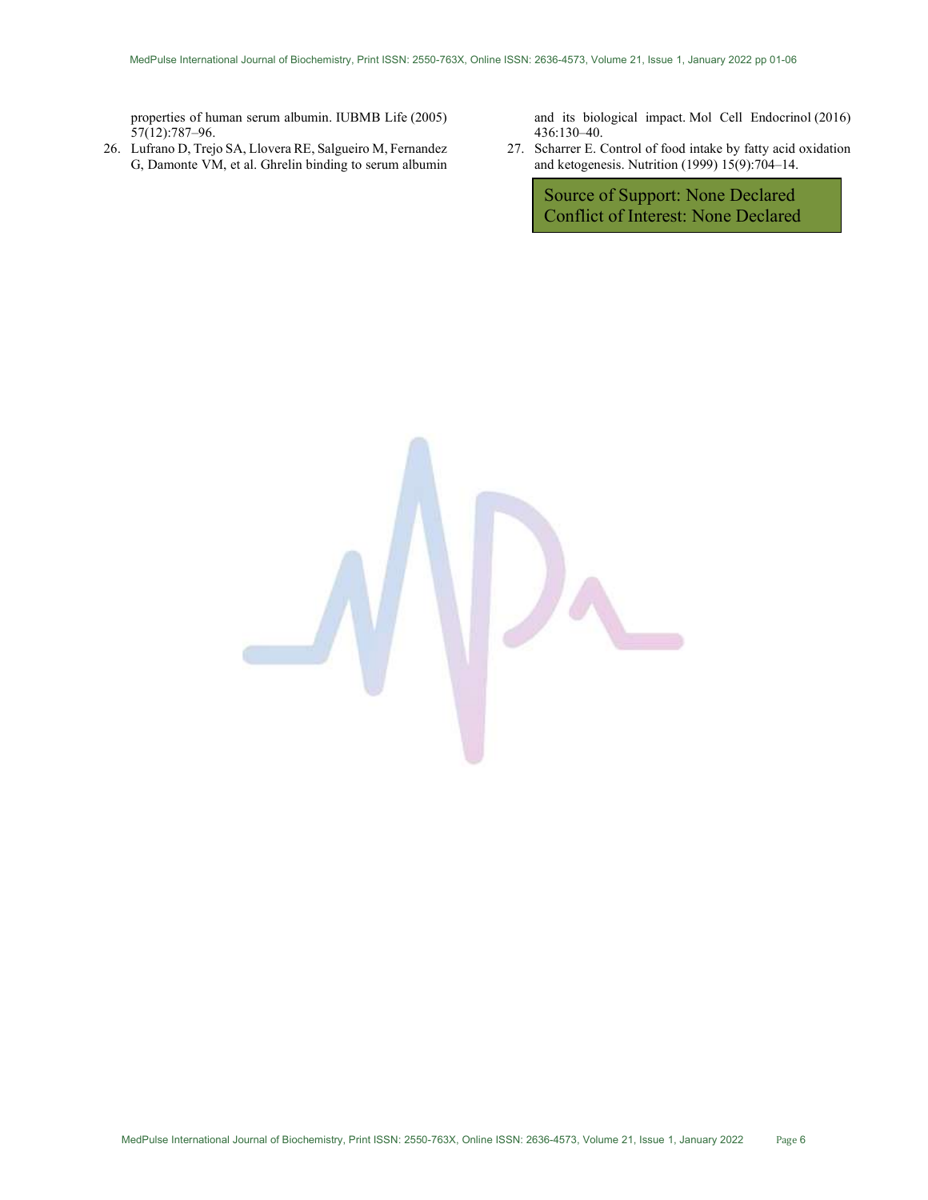properties of human serum albumin. IUBMB Life (2005) 57(12):787–96.

26. Lufrano D, Trejo SA, Llovera RE, Salgueiro M, Fernandez G, Damonte VM, et al. Ghrelin binding to serum albumin and its biological impact. Mol Cell Endocrinol (2016) 436:130–40.
27. Scharrer E. Control of food intake by fatty acid oxidation and ketogenesis. Nutrition (1999) 15(9):704–14.

Source of Support: None Declared
Conflict of Interest: None Declared